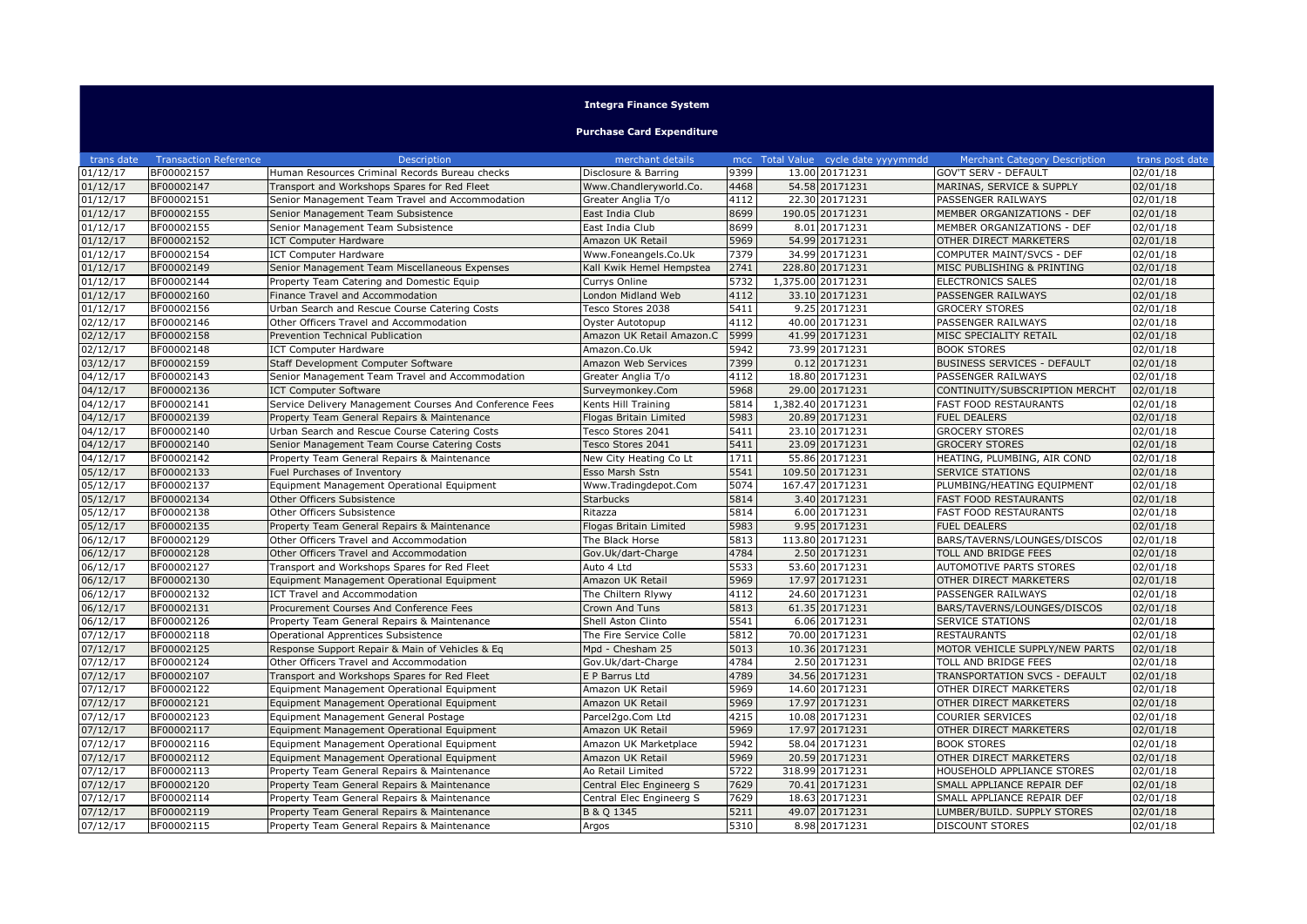# Integra Finance System

## Purchase Card Expenditure

| trans date | Transaction Reference | Description | merchant details | mcc | Total Value | cycle date yyyymmdd | Merchant Category Description | trans post date |
|---|---|---|---|---|---|---|---|---|
| 01/12/17 | BF00002157 | Human Resources Criminal Records Bureau checks | Disclosure & Barring | 9399 | 13.00 | 20171231 | GOV'T SERV - DEFAULT | 02/01/18 |
| 01/12/17 | BF00002147 | Transport and Workshops Spares for Red Fleet | Www.Chandleryworld.Co. | 4468 | 54.58 | 20171231 | MARINAS, SERVICE & SUPPLY | 02/01/18 |
| 01/12/17 | BF00002151 | Senior Management Team Travel and Accommodation | Greater Anglia T/o | 4112 | 22.30 | 20171231 | PASSENGER RAILWAYS | 02/01/18 |
| 01/12/17 | BF00002155 | Senior Management Team Subsistence | East India Club | 8699 | 190.05 | 20171231 | MEMBER ORGANIZATIONS - DEF | 02/01/18 |
| 01/12/17 | BF00002155 | Senior Management Team Subsistence | East India Club | 8699 | 8.01 | 20171231 | MEMBER ORGANIZATIONS - DEF | 02/01/18 |
| 01/12/17 | BF00002152 | ICT Computer Hardware | Amazon UK Retail | 5969 | 54.99 | 20171231 | OTHER DIRECT MARKETERS | 02/01/18 |
| 01/12/17 | BF00002154 | ICT Computer Hardware | Www.Foneangels.Co.Uk | 7379 | 34.99 | 20171231 | COMPUTER MAINT/SVCS - DEF | 02/01/18 |
| 01/12/17 | BF00002149 | Senior Management Team Miscellaneous Expenses | Kall Kwik Hemel Hempstea | 2741 | 228.80 | 20171231 | MISC PUBLISHING & PRINTING | 02/01/18 |
| 01/12/17 | BF00002144 | Property Team Catering and Domestic Equip | Currys Online | 5732 | 1,375.00 | 20171231 | ELECTRONICS SALES | 02/01/18 |
| 01/12/17 | BF00002160 | Finance Travel and Accommodation | London Midland Web | 4112 | 33.10 | 20171231 | PASSENGER RAILWAYS | 02/01/18 |
| 01/12/17 | BF00002156 | Urban Search and Rescue Course Catering Costs | Tesco Stores 2038 | 5411 | 9.25 | 20171231 | GROCERY STORES | 02/01/18 |
| 02/12/17 | BF00002146 | Other Officers Travel and Accommodation | Oyster Autotopup | 4112 | 40.00 | 20171231 | PASSENGER RAILWAYS | 02/01/18 |
| 02/12/17 | BF00002158 | Prevention Technical Publication | Amazon UK Retail Amazon.C | 5999 | 41.99 | 20171231 | MISC SPECIALITY RETAIL | 02/01/18 |
| 02/12/17 | BF00002148 | ICT Computer Hardware | Amazon.Co.Uk | 5942 | 73.99 | 20171231 | BOOK STORES | 02/01/18 |
| 03/12/17 | BF00002159 | Staff Development Computer Software | Amazon Web Services | 7399 | 0.12 | 20171231 | BUSINESS SERVICES - DEFAULT | 02/01/18 |
| 04/12/17 | BF00002143 | Senior Management Team Travel and Accommodation | Greater Anglia T/o | 4112 | 18.80 | 20171231 | PASSENGER RAILWAYS | 02/01/18 |
| 04/12/17 | BF00002136 | ICT Computer Software | Surveymonkey.Com | 5968 | 29.00 | 20171231 | CONTINUITY/SUBSCRIPTION MERCHT | 02/01/18 |
| 04/12/17 | BF00002141 | Service Delivery Management Courses And Conference Fees | Kents Hill Training | 5814 | 1,382.40 | 20171231 | FAST FOOD RESTAURANTS | 02/01/18 |
| 04/12/17 | BF00002139 | Property Team General Repairs & Maintenance | Flogas Britain Limited | 5983 | 20.89 | 20171231 | FUEL DEALERS | 02/01/18 |
| 04/12/17 | BF00002140 | Urban Search and Rescue Course Catering Costs | Tesco Stores 2041 | 5411 | 23.10 | 20171231 | GROCERY STORES | 02/01/18 |
| 04/12/17 | BF00002140 | Senior Management Team Course Catering Costs | Tesco Stores 2041 | 5411 | 23.09 | 20171231 | GROCERY STORES | 02/01/18 |
| 04/12/17 | BF00002142 | Property Team General Repairs & Maintenance | New City Heating Co Lt | 1711 | 55.86 | 20171231 | HEATING, PLUMBING, AIR COND | 02/01/18 |
| 05/12/17 | BF00002133 | Fuel Purchases of Inventory | Esso Marsh Sstn | 5541 | 109.50 | 20171231 | SERVICE STATIONS | 02/01/18 |
| 05/12/17 | BF00002137 | Equipment Management Operational Equipment | Www.Tradingdepot.Com | 5074 | 167.47 | 20171231 | PLUMBING/HEATING EQUIPMENT | 02/01/18 |
| 05/12/17 | BF00002134 | Other Officers Subsistence | Starbucks | 5814 | 3.40 | 20171231 | FAST FOOD RESTAURANTS | 02/01/18 |
| 05/12/17 | BF00002138 | Other Officers Subsistence | Ritazza | 5814 | 6.00 | 20171231 | FAST FOOD RESTAURANTS | 02/01/18 |
| 05/12/17 | BF00002135 | Property Team General Repairs & Maintenance | Flogas Britain Limited | 5983 | 9.95 | 20171231 | FUEL DEALERS | 02/01/18 |
| 06/12/17 | BF00002129 | Other Officers Travel and Accommodation | The Black Horse | 5813 | 113.80 | 20171231 | BARS/TAVERNS/LOUNGES/DISCOS | 02/01/18 |
| 06/12/17 | BF00002128 | Other Officers Travel and Accommodation | Gov.Uk/dart-Charge | 4784 | 2.50 | 20171231 | TOLL AND BRIDGE FEES | 02/01/18 |
| 06/12/17 | BF00002127 | Transport and Workshops Spares for Red Fleet | Auto 4 Ltd | 5533 | 53.60 | 20171231 | AUTOMOTIVE PARTS STORES | 02/01/18 |
| 06/12/17 | BF00002130 | Equipment Management Operational Equipment | Amazon UK Retail | 5969 | 17.97 | 20171231 | OTHER DIRECT MARKETERS | 02/01/18 |
| 06/12/17 | BF00002132 | ICT Travel and Accommodation | The Chiltern Rlywy | 4112 | 24.60 | 20171231 | PASSENGER RAILWAYS | 02/01/18 |
| 06/12/17 | BF00002131 | Procurement Courses And Conference Fees | Crown And Tuns | 5813 | 61.35 | 20171231 | BARS/TAVERNS/LOUNGES/DISCOS | 02/01/18 |
| 06/12/17 | BF00002126 | Property Team General Repairs & Maintenance | Shell Aston Clinto | 5541 | 6.06 | 20171231 | SERVICE STATIONS | 02/01/18 |
| 07/12/17 | BF00002118 | Operational Apprentices Subsistence | The Fire Service Colle | 5812 | 70.00 | 20171231 | RESTAURANTS | 02/01/18 |
| 07/12/17 | BF00002125 | Response Support Repair & Main of Vehicles & Eq | Mpd - Chesham 25 | 5013 | 10.36 | 20171231 | MOTOR VEHICLE SUPPLY/NEW PARTS | 02/01/18 |
| 07/12/17 | BF00002124 | Other Officers Travel and Accommodation | Gov.Uk/dart-Charge | 4784 | 2.50 | 20171231 | TOLL AND BRIDGE FEES | 02/01/18 |
| 07/12/17 | BF00002107 | Transport and Workshops Spares for Red Fleet | E P Barrus Ltd | 4789 | 34.56 | 20171231 | TRANSPORTATION SVCS - DEFAULT | 02/01/18 |
| 07/12/17 | BF00002122 | Equipment Management Operational Equipment | Amazon UK Retail | 5969 | 14.60 | 20171231 | OTHER DIRECT MARKETERS | 02/01/18 |
| 07/12/17 | BF00002121 | Equipment Management Operational Equipment | Amazon UK Retail | 5969 | 17.97 | 20171231 | OTHER DIRECT MARKETERS | 02/01/18 |
| 07/12/17 | BF00002123 | Equipment Management General Postage | Parcel2go.Com Ltd | 4215 | 10.08 | 20171231 | COURIER SERVICES | 02/01/18 |
| 07/12/17 | BF00002117 | Equipment Management Operational Equipment | Amazon UK Retail | 5969 | 17.97 | 20171231 | OTHER DIRECT MARKETERS | 02/01/18 |
| 07/12/17 | BF00002116 | Equipment Management Operational Equipment | Amazon UK Marketplace | 5942 | 58.04 | 20171231 | BOOK STORES | 02/01/18 |
| 07/12/17 | BF00002112 | Equipment Management Operational Equipment | Amazon UK Retail | 5969 | 20.59 | 20171231 | OTHER DIRECT MARKETERS | 02/01/18 |
| 07/12/17 | BF00002113 | Property Team General Repairs & Maintenance | Ao Retail Limited | 5722 | 318.99 | 20171231 | HOUSEHOLD APPLIANCE STORES | 02/01/18 |
| 07/12/17 | BF00002120 | Property Team General Repairs & Maintenance | Central Elec Engineerg S | 7629 | 70.41 | 20171231 | SMALL APPLIANCE REPAIR DEF | 02/01/18 |
| 07/12/17 | BF00002114 | Property Team General Repairs & Maintenance | Central Elec Engineerg S | 7629 | 18.63 | 20171231 | SMALL APPLIANCE REPAIR DEF | 02/01/18 |
| 07/12/17 | BF00002119 | Property Team General Repairs & Maintenance | B & Q 1345 | 5211 | 49.07 | 20171231 | LUMBER/BUILD. SUPPLY STORES | 02/01/18 |
| 07/12/17 | BF00002115 | Property Team General Repairs & Maintenance | Argos | 5310 | 8.98 | 20171231 | DISCOUNT STORES | 02/01/18 |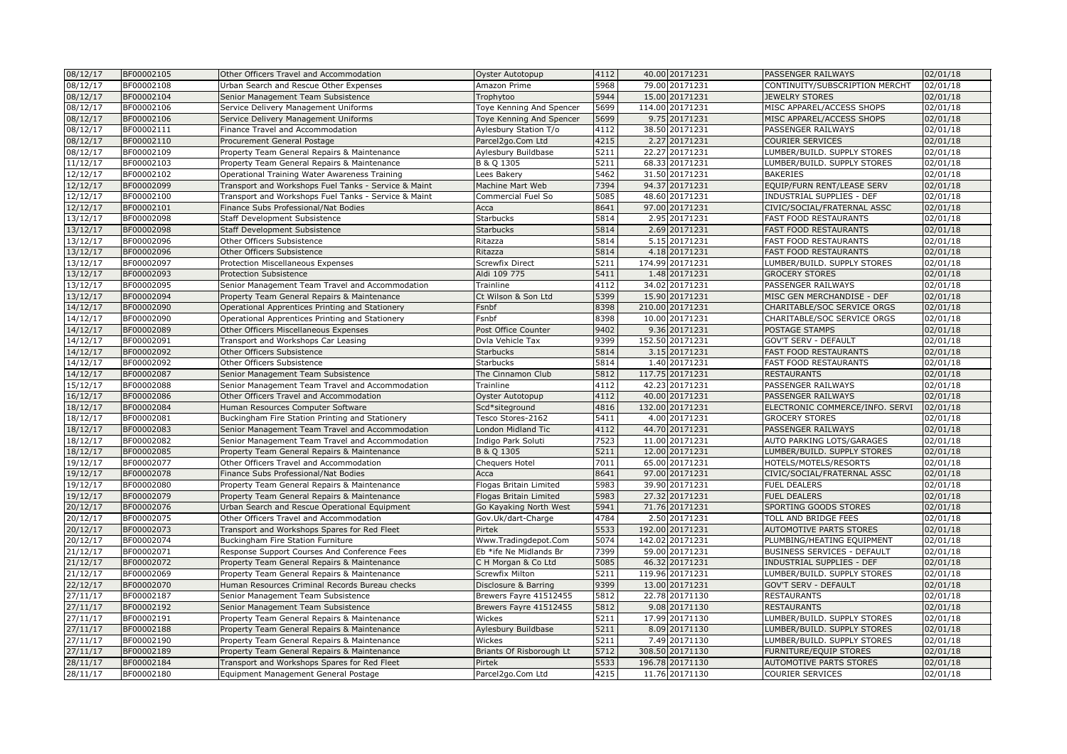| | | | | | | | | |
|---|---|---|---|---|---|---|---|---|
| 08/12/17 | BF00002105 | Other Officers Travel and Accommodation | Oyster Autotopup | 4112 | 40.00 | 20171231 | PASSENGER RAILWAYS | 02/01/18 |
| 08/12/17 | BF00002108 | Urban Search and Rescue Other Expenses | Amazon Prime | 5968 | 79.00 | 20171231 | CONTINUITY/SUBSCRIPTION MERCHT | 02/01/18 |
| 08/12/17 | BF00002104 | Senior Management Team Subsistence | Trophytoo | 5944 | 15.00 | 20171231 | JEWELRY STORES | 02/01/18 |
| 08/12/17 | BF00002106 | Service Delivery Management Uniforms | Toye Kenning And Spencer | 5699 | 114.00 | 20171231 | MISC APPAREL/ACCESS SHOPS | 02/01/18 |
| 08/12/17 | BF00002106 | Service Delivery Management Uniforms | Toye Kenning And Spencer | 5699 | 9.75 | 20171231 | MISC APPAREL/ACCESS SHOPS | 02/01/18 |
| 08/12/17 | BF00002111 | Finance Travel and Accommodation | Aylesbury Station T/o | 4112 | 38.50 | 20171231 | PASSENGER RAILWAYS | 02/01/18 |
| 08/12/17 | BF00002110 | Procurement General Postage | Parcel2go.Com Ltd | 4215 | 2.27 | 20171231 | COURIER SERVICES | 02/01/18 |
| 08/12/17 | BF00002109 | Property Team General Repairs & Maintenance | Aylesbury Buildbase | 5211 | 22.27 | 20171231 | LUMBER/BUILD. SUPPLY STORES | 02/01/18 |
| 11/12/17 | BF00002103 | Property Team General Repairs & Maintenance | B & Q 1305 | 5211 | 68.33 | 20171231 | LUMBER/BUILD. SUPPLY STORES | 02/01/18 |
| 12/12/17 | BF00002102 | Operational Training Water Awareness Training | Lees Bakery | 5462 | 31.50 | 20171231 | BAKERIES | 02/01/18 |
| 12/12/17 | BF00002099 | Transport and Workshops Fuel Tanks - Service & Maint | Machine Mart Web | 7394 | 94.37 | 20171231 | EQUIP/FURN RENT/LEASE SERV | 02/01/18 |
| 12/12/17 | BF00002100 | Transport and Workshops Fuel Tanks - Service & Maint | Commercial Fuel So | 5085 | 48.60 | 20171231 | INDUSTRIAL SUPPLIES - DEF | 02/01/18 |
| 12/12/17 | BF00002101 | Finance Subs Professional/Nat Bodies | Acca | 8641 | 97.00 | 20171231 | CIVIC/SOCIAL/FRATERNAL ASSC | 02/01/18 |
| 13/12/17 | BF00002098 | Staff Development Subsistence | Starbucks | 5814 | 2.95 | 20171231 | FAST FOOD RESTAURANTS | 02/01/18 |
| 13/12/17 | BF00002098 | Staff Development Subsistence | Starbucks | 5814 | 2.69 | 20171231 | FAST FOOD RESTAURANTS | 02/01/18 |
| 13/12/17 | BF00002096 | Other Officers Subsistence | Ritazza | 5814 | 5.15 | 20171231 | FAST FOOD RESTAURANTS | 02/01/18 |
| 13/12/17 | BF00002096 | Other Officers Subsistence | Ritazza | 5814 | 4.18 | 20171231 | FAST FOOD RESTAURANTS | 02/01/18 |
| 13/12/17 | BF00002097 | Protection Miscellaneous Expenses | Screwfix Direct | 5211 | 174.99 | 20171231 | LUMBER/BUILD. SUPPLY STORES | 02/01/18 |
| 13/12/17 | BF00002093 | Protection Subsistence | Aldi 109 775 | 5411 | 1.48 | 20171231 | GROCERY STORES | 02/01/18 |
| 13/12/17 | BF00002095 | Senior Management Team Travel and Accommodation | Trainline | 4112 | 34.02 | 20171231 | PASSENGER RAILWAYS | 02/01/18 |
| 13/12/17 | BF00002094 | Property Team General Repairs & Maintenance | Ct Wilson & Son Ltd | 5399 | 15.90 | 20171231 | MISC GEN MERCHANDISE - DEF | 02/01/18 |
| 14/12/17 | BF00002090 | Operational Apprentices Printing and Stationery | Fsnbf | 8398 | 210.00 | 20171231 | CHARITABLE/SOC SERVICE ORGS | 02/01/18 |
| 14/12/17 | BF00002090 | Operational Apprentices Printing and Stationery | Fsnbf | 8398 | 10.00 | 20171231 | CHARITABLE/SOC SERVICE ORGS | 02/01/18 |
| 14/12/17 | BF00002089 | Other Officers Miscellaneous Expenses | Post Office Counter | 9402 | 9.36 | 20171231 | POSTAGE STAMPS | 02/01/18 |
| 14/12/17 | BF00002091 | Transport and Workshops Car Leasing | Dvla Vehicle Tax | 9399 | 152.50 | 20171231 | GOV'T SERV - DEFAULT | 02/01/18 |
| 14/12/17 | BF00002092 | Other Officers Subsistence | Starbucks | 5814 | 3.15 | 20171231 | FAST FOOD RESTAURANTS | 02/01/18 |
| 14/12/17 | BF00002092 | Other Officers Subsistence | Starbucks | 5814 | 1.40 | 20171231 | FAST FOOD RESTAURANTS | 02/01/18 |
| 14/12/17 | BF00002087 | Senior Management Team Subsistence | The Cinnamon Club | 5812 | 117.75 | 20171231 | RESTAURANTS | 02/01/18 |
| 15/12/17 | BF00002088 | Senior Management Team Travel and Accommodation | Trainline | 4112 | 42.23 | 20171231 | PASSENGER RAILWAYS | 02/01/18 |
| 16/12/17 | BF00002086 | Other Officers Travel and Accommodation | Oyster Autotopup | 4112 | 40.00 | 20171231 | PASSENGER RAILWAYS | 02/01/18 |
| 18/12/17 | BF00002084 | Human Resources Computer Software | Scd*siteground | 4816 | 132.00 | 20171231 | ELECTRONIC COMMERCE/INFO. SERVI | 02/01/18 |
| 18/12/17 | BF00002081 | Buckingham Fire Station Printing and Stationery | Tesco Stores-2162 | 5411 | 4.00 | 20171231 | GROCERY STORES | 02/01/18 |
| 18/12/17 | BF00002083 | Senior Management Team Travel and Accommodation | London Midland Tic | 4112 | 44.70 | 20171231 | PASSENGER RAILWAYS | 02/01/18 |
| 18/12/17 | BF00002082 | Senior Management Team Travel and Accommodation | Indigo Park Soluti | 7523 | 11.00 | 20171231 | AUTO PARKING LOTS/GARAGES | 02/01/18 |
| 18/12/17 | BF00002085 | Property Team General Repairs & Maintenance | B & Q 1305 | 5211 | 12.00 | 20171231 | LUMBER/BUILD. SUPPLY STORES | 02/01/18 |
| 19/12/17 | BF00002077 | Other Officers Travel and Accommodation | Chequers Hotel | 7011 | 65.00 | 20171231 | HOTELS/MOTELS/RESORTS | 02/01/18 |
| 19/12/17 | BF00002078 | Finance Subs Professional/Nat Bodies | Acca | 8641 | 97.00 | 20171231 | CIVIC/SOCIAL/FRATERNAL ASSC | 02/01/18 |
| 19/12/17 | BF00002080 | Property Team General Repairs & Maintenance | Flogas Britain Limited | 5983 | 39.90 | 20171231 | FUEL DEALERS | 02/01/18 |
| 19/12/17 | BF00002079 | Property Team General Repairs & Maintenance | Flogas Britain Limited | 5983 | 27.32 | 20171231 | FUEL DEALERS | 02/01/18 |
| 20/12/17 | BF00002076 | Urban Search and Rescue Operational Equipment | Go Kayaking North West | 5941 | 71.76 | 20171231 | SPORTING GOODS STORES | 02/01/18 |
| 20/12/17 | BF00002075 | Other Officers Travel and Accommodation | Gov.Uk/dart-Charge | 4784 | 2.50 | 20171231 | TOLL AND BRIDGE FEES | 02/01/18 |
| 20/12/17 | BF00002073 | Transport and Workshops Spares for Red Fleet | Pirtek | 5533 | 192.00 | 20171231 | AUTOMOTIVE PARTS STORES | 02/01/18 |
| 20/12/17 | BF00002074 | Buckingham Fire Station Furniture | Www.Tradingdepot.Com | 5074 | 142.02 | 20171231 | PLUMBING/HEATING EQUIPMENT | 02/01/18 |
| 21/12/17 | BF00002071 | Response Support Courses And Conference Fees | Eb *ife Ne Midlands Br | 7399 | 59.00 | 20171231 | BUSINESS SERVICES - DEFAULT | 02/01/18 |
| 21/12/17 | BF00002072 | Property Team General Repairs & Maintenance | C H Morgan & Co Ltd | 5085 | 46.32 | 20171231 | INDUSTRIAL SUPPLIES - DEF | 02/01/18 |
| 21/12/17 | BF00002069 | Property Team General Repairs & Maintenance | Screwfix Milton | 5211 | 119.96 | 20171231 | LUMBER/BUILD. SUPPLY STORES | 02/01/18 |
| 22/12/17 | BF00002070 | Human Resources Criminal Records Bureau checks | Disclosure & Barring | 9399 | 13.00 | 20171231 | GOV'T SERV - DEFAULT | 02/01/18 |
| 27/11/17 | BF00002187 | Senior Management Team Subsistence | Brewers Fayre 41512455 | 5812 | 22.78 | 20171130 | RESTAURANTS | 02/01/18 |
| 27/11/17 | BF00002192 | Senior Management Team Subsistence | Brewers Fayre 41512455 | 5812 | 9.08 | 20171130 | RESTAURANTS | 02/01/18 |
| 27/11/17 | BF00002191 | Property Team General Repairs & Maintenance | Wickes | 5211 | 17.99 | 20171130 | LUMBER/BUILD. SUPPLY STORES | 02/01/18 |
| 27/11/17 | BF00002188 | Property Team General Repairs & Maintenance | Aylesbury Buildbase | 5211 | 8.09 | 20171130 | LUMBER/BUILD. SUPPLY STORES | 02/01/18 |
| 27/11/17 | BF00002190 | Property Team General Repairs & Maintenance | Wickes | 5211 | 7.49 | 20171130 | LUMBER/BUILD. SUPPLY STORES | 02/01/18 |
| 27/11/17 | BF00002189 | Property Team General Repairs & Maintenance | Briants Of Risborough Lt | 5712 | 308.50 | 20171130 | FURNITURE/EQUIP STORES | 02/01/18 |
| 28/11/17 | BF00002184 | Transport and Workshops Spares for Red Fleet | Pirtek | 5533 | 196.78 | 20171130 | AUTOMOTIVE PARTS STORES | 02/01/18 |
| 28/11/17 | BF00002180 | Equipment Management General Postage | Parcel2go.Com Ltd | 4215 | 11.76 | 20171130 | COURIER SERVICES | 02/01/18 |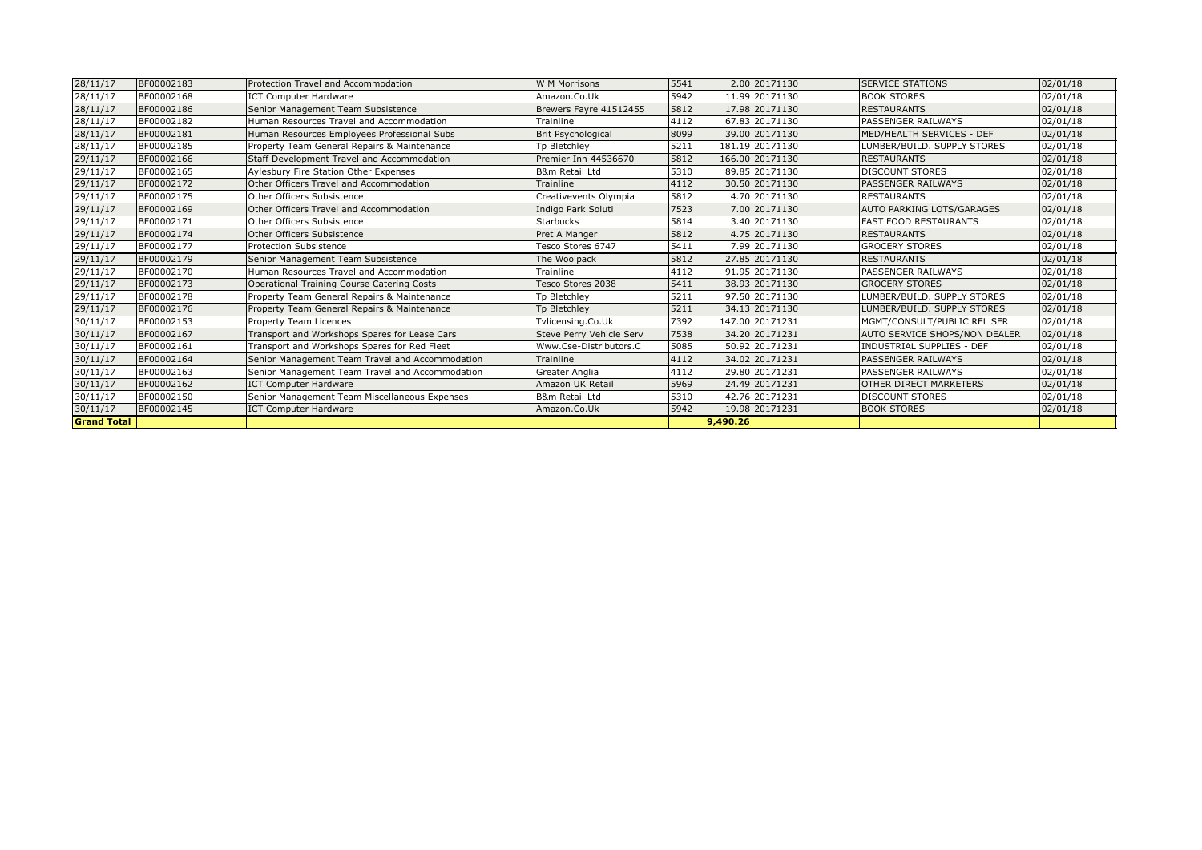| | | | | | | | | |
|---|---|---|---|---|---|---|---|---|
| 28/11/17 | BF00002183 | Protection Travel and Accommodation | W M Morrisons | 5541 | 2.00 | 20171130 | SERVICE STATIONS | 02/01/18 |
| 28/11/17 | BF00002168 | ICT Computer Hardware | Amazon.Co.Uk | 5942 | 11.99 | 20171130 | BOOK STORES | 02/01/18 |
| 28/11/17 | BF00002186 | Senior Management Team Subsistence | Brewers Fayre 41512455 | 5812 | 17.98 | 20171130 | RESTAURANTS | 02/01/18 |
| 28/11/17 | BF00002182 | Human Resources Travel and Accommodation | Trainline | 4112 | 67.83 | 20171130 | PASSENGER RAILWAYS | 02/01/18 |
| 28/11/17 | BF00002181 | Human Resources Employees Professional Subs | Brit Psychological | 8099 | 39.00 | 20171130 | MED/HEALTH SERVICES - DEF | 02/01/18 |
| 28/11/17 | BF00002185 | Property Team General Repairs & Maintenance | Tp Bletchley | 5211 | 181.19 | 20171130 | LUMBER/BUILD. SUPPLY STORES | 02/01/18 |
| 29/11/17 | BF00002166 | Staff Development Travel and Accommodation | Premier Inn 44536670 | 5812 | 166.00 | 20171130 | RESTAURANTS | 02/01/18 |
| 29/11/17 | BF00002165 | Aylesbury Fire Station Other Expenses | B&m Retail Ltd | 5310 | 89.85 | 20171130 | DISCOUNT STORES | 02/01/18 |
| 29/11/17 | BF00002172 | Other Officers Travel and Accommodation | Trainline | 4112 | 30.50 | 20171130 | PASSENGER RAILWAYS | 02/01/18 |
| 29/11/17 | BF00002175 | Other Officers Subsistence | Creativevents Olympia | 5812 | 4.70 | 20171130 | RESTAURANTS | 02/01/18 |
| 29/11/17 | BF00002169 | Other Officers Travel and Accommodation | Indigo Park Soluti | 7523 | 7.00 | 20171130 | AUTO PARKING LOTS/GARAGES | 02/01/18 |
| 29/11/17 | BF00002171 | Other Officers Subsistence | Starbucks | 5814 | 3.40 | 20171130 | FAST FOOD RESTAURANTS | 02/01/18 |
| 29/11/17 | BF00002174 | Other Officers Subsistence | Pret A Manger | 5812 | 4.75 | 20171130 | RESTAURANTS | 02/01/18 |
| 29/11/17 | BF00002177 | Protection Subsistence | Tesco Stores 6747 | 5411 | 7.99 | 20171130 | GROCERY STORES | 02/01/18 |
| 29/11/17 | BF00002179 | Senior Management Team Subsistence | The Woolpack | 5812 | 27.85 | 20171130 | RESTAURANTS | 02/01/18 |
| 29/11/17 | BF00002170 | Human Resources Travel and Accommodation | Trainline | 4112 | 91.95 | 20171130 | PASSENGER RAILWAYS | 02/01/18 |
| 29/11/17 | BF00002173 | Operational Training Course Catering Costs | Tesco Stores 2038 | 5411 | 38.93 | 20171130 | GROCERY STORES | 02/01/18 |
| 29/11/17 | BF00002178 | Property Team General Repairs & Maintenance | Tp Bletchley | 5211 | 97.50 | 20171130 | LUMBER/BUILD. SUPPLY STORES | 02/01/18 |
| 29/11/17 | BF00002176 | Property Team General Repairs & Maintenance | Tp Bletchley | 5211 | 34.13 | 20171130 | LUMBER/BUILD. SUPPLY STORES | 02/01/18 |
| 30/11/17 | BF00002153 | Property Team Licences | Tvlicensing.Co.Uk | 7392 | 147.00 | 20171231 | MGMT/CONSULT/PUBLIC REL SER | 02/01/18 |
| 30/11/17 | BF00002167 | Transport and Workshops Spares for Lease Cars | Steve Perry Vehicle Serv | 7538 | 34.20 | 20171231 | AUTO SERVICE SHOPS/NON DEALER | 02/01/18 |
| 30/11/17 | BF00002161 | Transport and Workshops Spares for Red Fleet | Www.Cse-Distributors.C | 5085 | 50.92 | 20171231 | INDUSTRIAL SUPPLIES - DEF | 02/01/18 |
| 30/11/17 | BF00002164 | Senior Management Team Travel and Accommodation | Trainline | 4112 | 34.02 | 20171231 | PASSENGER RAILWAYS | 02/01/18 |
| 30/11/17 | BF00002163 | Senior Management Team Travel and Accommodation | Greater Anglia | 4112 | 29.80 | 20171231 | PASSENGER RAILWAYS | 02/01/18 |
| 30/11/17 | BF00002162 | ICT Computer Hardware | Amazon UK Retail | 5969 | 24.49 | 20171231 | OTHER DIRECT MARKETERS | 02/01/18 |
| 30/11/17 | BF00002150 | Senior Management Team Miscellaneous Expenses | B&m Retail Ltd | 5310 | 42.76 | 20171231 | DISCOUNT STORES | 02/01/18 |
| 30/11/17 | BF00002145 | ICT Computer Hardware | Amazon.Co.Uk | 5942 | 19.98 | 20171231 | BOOK STORES | 02/01/18 |
| **Grand Total** | | | | | **9,490.26** | | | |